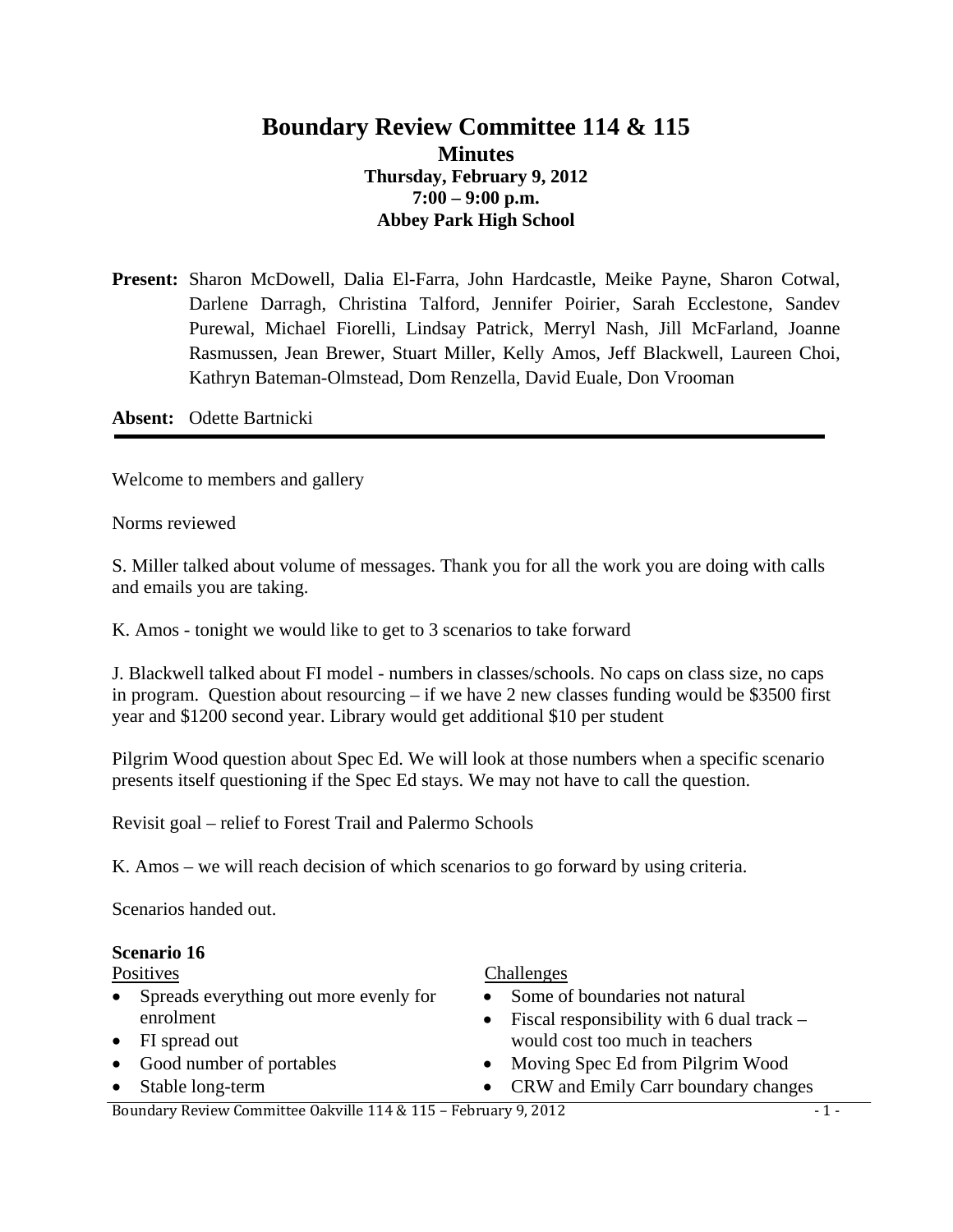# Boundary Review Committee 114 & 115

## Minutes

**Thursday, February 9, 2012**
**7:00 – 9:00 p.m.**
**Abbey Park High School**

**Present:** Sharon McDowell, Dalia El-Farra, John Hardcastle, Meike Payne, Sharon Cotwal, Darlene Darragh, Christina Talford, Jennifer Poirier, Sarah Ecclestone, Sandev Purewal, Michael Fiorelli, Lindsay Patrick, Merryl Nash, Jill McFarland, Joanne Rasmussen, Jean Brewer, Stuart Miller, Kelly Amos, Jeff Blackwell, Laureen Choi, Kathryn Bateman-Olmstead, Dom Renzella, David Euale, Don Vrooman

**Absent:** Odette Bartnicki

---

Welcome to members and gallery

Norms reviewed

S. Miller talked about volume of messages. Thank you for all the work you are doing with calls and emails you are taking.

K. Amos - tonight we would like to get to 3 scenarios to take forward

J. Blackwell talked about FI model - numbers in classes/schools. No caps on class size, no caps in program. Question about resourcing – if we have 2 new classes funding would be $3500 first year and $1200 second year. Library would get additional $10 per student

Pilgrim Wood question about Spec Ed. We will look at those numbers when a specific scenario presents itself questioning if the Spec Ed stays. We may not have to call the question.

Revisit goal – relief to Forest Trail and Palermo Schools

K. Amos – we will reach decision of which scenarios to go forward by using criteria.

Scenarios handed out.

**Scenario 16**

Positives

- Spreads everything out more evenly for enrolment
- FI spread out
- Good number of portables
- Stable long-term

Challenges

- Some of boundaries not natural
- Fiscal responsibility with 6 dual track – would cost too much in teachers
- Moving Spec Ed from Pilgrim Wood
- CRW and Emily Carr boundary changes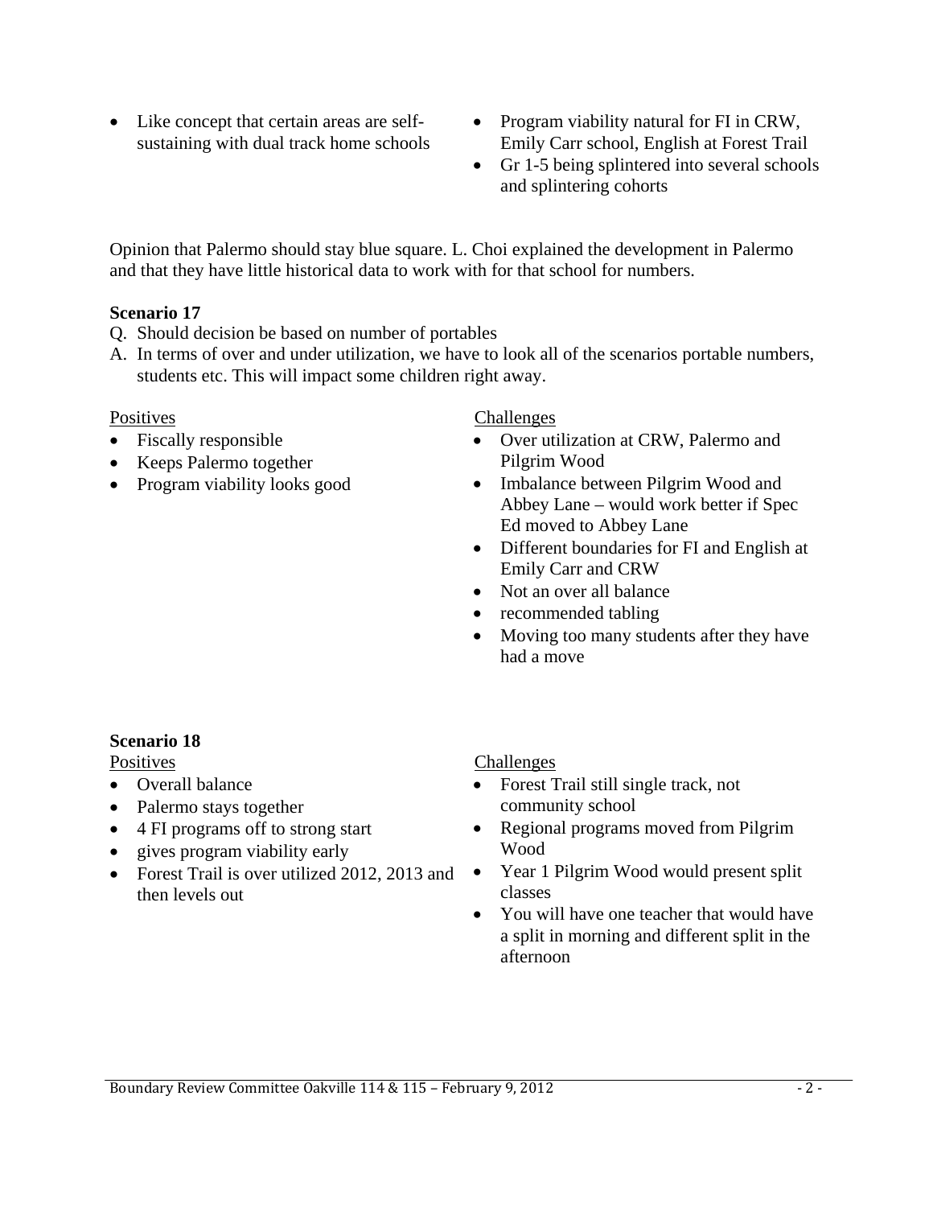- Like concept that certain areas are self-sustaining with dual track home schools

- Program viability natural for FI in CRW, Emily Carr school, English at Forest Trail
- Gr 1-5 being splintered into several schools and splintering cohorts

Opinion that Palermo should stay blue square. L. Choi explained the development in Palermo and that they have little historical data to work with for that school for numbers.

**Scenario 17**

Q. Should decision be based on number of portables

A. In terms of over and under utilization, we have to look all of the scenarios portable numbers, students etc. This will impact some children right away.

Positives

- Fiscally responsible
- Keeps Palermo together
- Program viability looks good

Challenges

- Over utilization at CRW, Palermo and Pilgrim Wood
- Imbalance between Pilgrim Wood and Abbey Lane – would work better if Spec Ed moved to Abbey Lane
- Different boundaries for FI and English at Emily Carr and CRW
- Not an over all balance
- recommended tabling
- Moving too many students after they have had a move

**Scenario 18**

Positives

- Overall balance
- Palermo stays together
- 4 FI programs off to strong start
- gives program viability early
- Forest Trail is over utilized 2012, 2013 and then levels out

Challenges

- Forest Trail still single track, not community school
- Regional programs moved from Pilgrim Wood
- Year 1 Pilgrim Wood would present split classes
- You will have one teacher that would have a split in morning and different split in the afternoon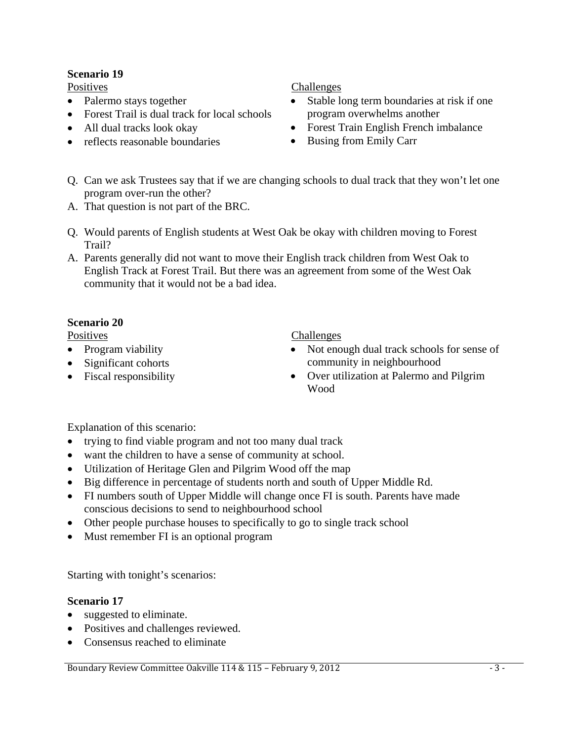**Scenario 19**

Positives

- Palermo stays together
- Forest Trail is dual track for local schools
- All dual tracks look okay
- reflects reasonable boundaries

Challenges

- Stable long term boundaries at risk if one program overwhelms another
- Forest Train English French imbalance
- Busing from Emily Carr

Q. Can we ask Trustees say that if we are changing schools to dual track that they won't let one program over-run the other?

A. That question is not part of the BRC.

Q. Would parents of English students at West Oak be okay with children moving to Forest Trail?

A. Parents generally did not want to move their English track children from West Oak to English Track at Forest Trail. But there was an agreement from some of the West Oak community that it would not be a bad idea.

**Scenario 20**

Positives

- Program viability
- Significant cohorts
- Fiscal responsibility

Challenges

- Not enough dual track schools for sense of community in neighbourhood
- Over utilization at Palermo and Pilgrim Wood

Explanation of this scenario:

- trying to find viable program and not too many dual track
- want the children to have a sense of community at school.
- Utilization of Heritage Glen and Pilgrim Wood off the map
- Big difference in percentage of students north and south of Upper Middle Rd.
- FI numbers south of Upper Middle will change once FI is south. Parents have made conscious decisions to send to neighbourhood school
- Other people purchase houses to specifically to go to single track school
- Must remember FI is an optional program

Starting with tonight's scenarios:

**Scenario 17**

- suggested to eliminate.
- Positives and challenges reviewed.
- Consensus reached to eliminate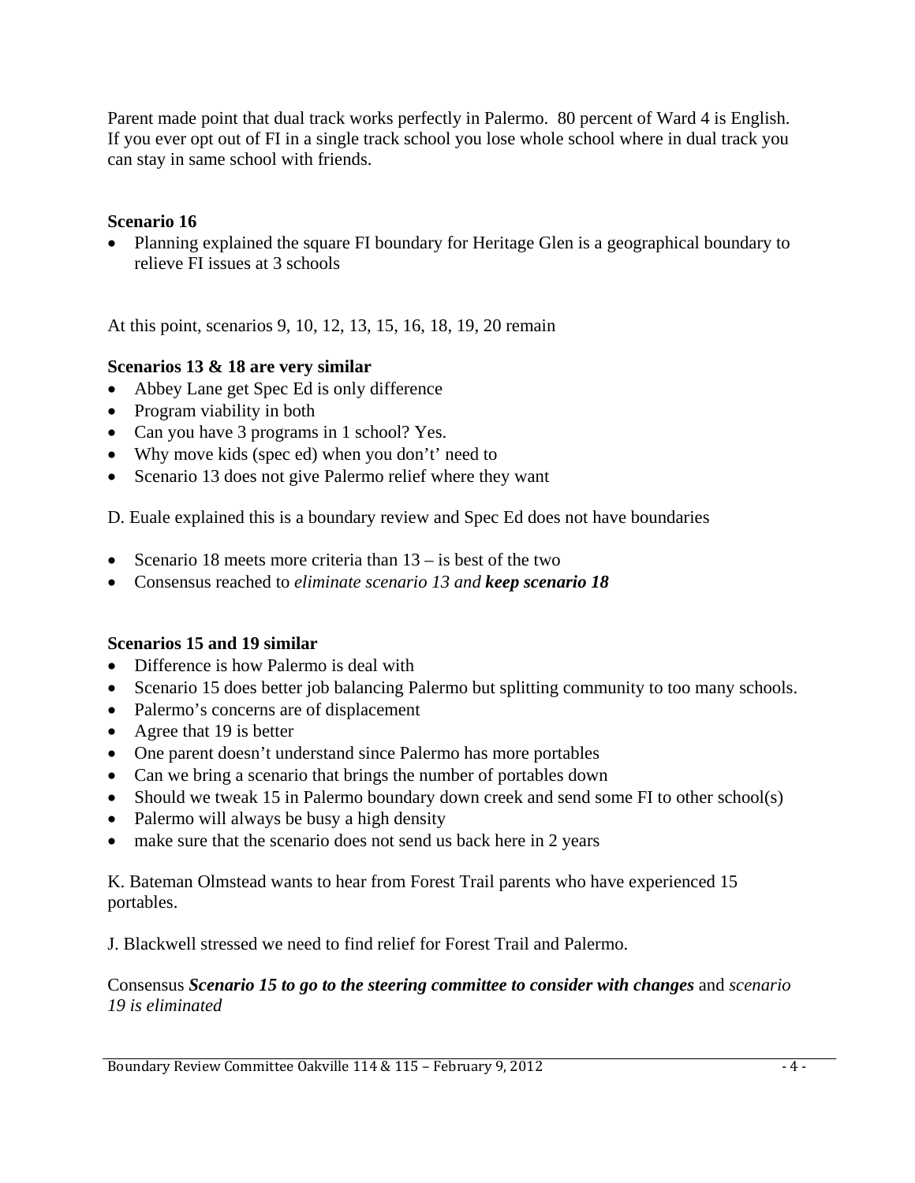Parent made point that dual track works perfectly in Palermo. 80 percent of Ward 4 is English. If you ever opt out of FI in a single track school you lose whole school where in dual track you can stay in same school with friends.

**Scenario 16**

- Planning explained the square FI boundary for Heritage Glen is a geographical boundary to relieve FI issues at 3 schools

At this point, scenarios 9, 10, 12, 13, 15, 16, 18, 19, 20 remain

**Scenarios 13 & 18 are very similar**

- Abbey Lane get Spec Ed is only difference
- Program viability in both
- Can you have 3 programs in 1 school? Yes.
- Why move kids (spec ed) when you don't' need to
- Scenario 13 does not give Palermo relief where they want

D. Euale explained this is a boundary review and Spec Ed does not have boundaries

- Scenario 18 meets more criteria than 13 – is best of the two
- Consensus reached to *eliminate scenario 13 and **keep scenario 18***

**Scenarios 15 and 19 similar**

- Difference is how Palermo is deal with
- Scenario 15 does better job balancing Palermo but splitting community to too many schools.
- Palermo's concerns are of displacement
- Agree that 19 is better
- One parent doesn't understand since Palermo has more portables
- Can we bring a scenario that brings the number of portables down
- Should we tweak 15 in Palermo boundary down creek and send some FI to other school(s)
- Palermo will always be busy a high density
- make sure that the scenario does not send us back here in 2 years

K. Bateman Olmstead wants to hear from Forest Trail parents who have experienced 15 portables.

J. Blackwell stressed we need to find relief for Forest Trail and Palermo.

Consensus ***Scenario 15 to go to the steering committee to consider with changes*** and *scenario 19 is eliminated*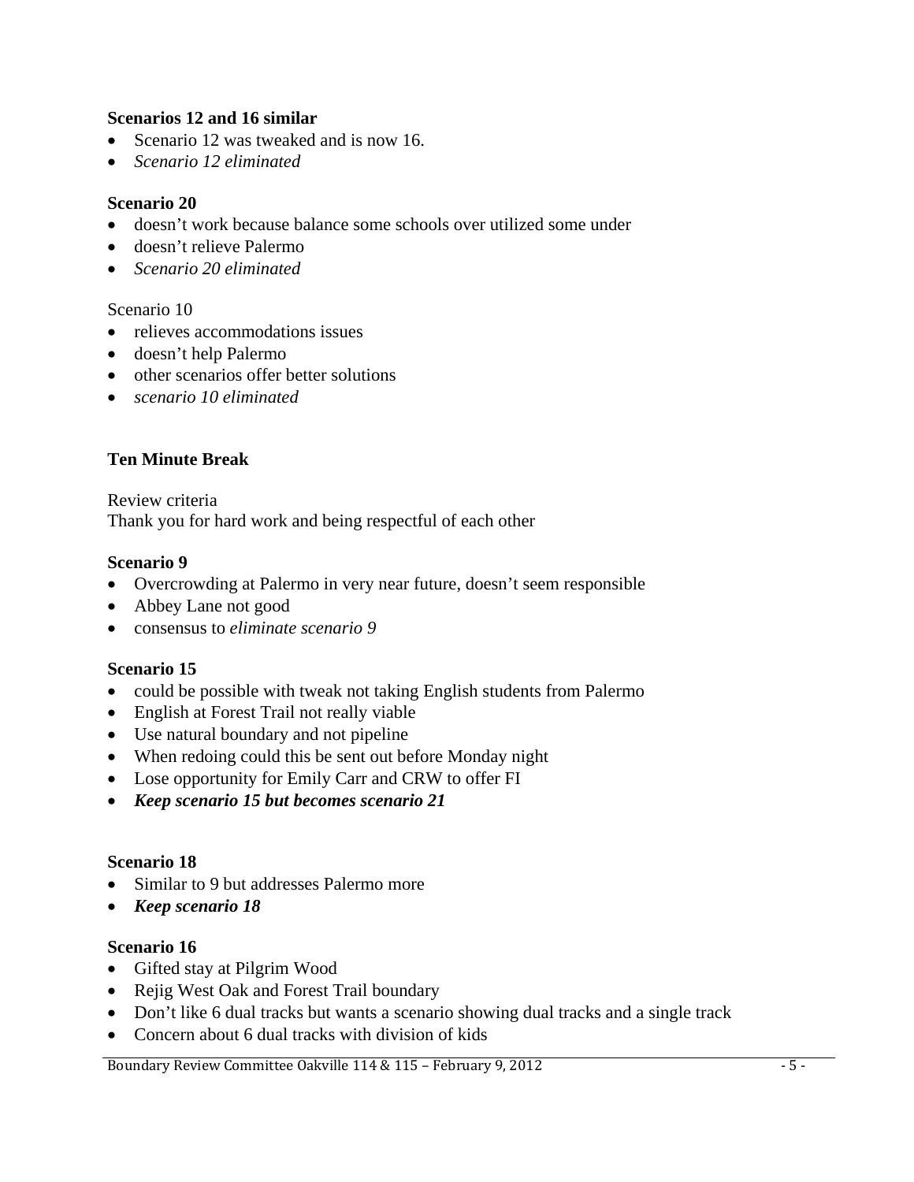**Scenarios 12 and 16 similar**

- Scenario 12 was tweaked and is now 16.
- *Scenario 12 eliminated*

**Scenario 20**

- doesn't work because balance some schools over utilized some under
- doesn't relieve Palermo
- *Scenario 20 eliminated*

Scenario 10

- relieves accommodations issues
- doesn't help Palermo
- other scenarios offer better solutions
- *scenario 10 eliminated*

**Ten Minute Break**

Review criteria
Thank you for hard work and being respectful of each other

**Scenario 9**

- Overcrowding at Palermo in very near future, doesn't seem responsible
- Abbey Lane not good
- consensus to *eliminate scenario 9*

**Scenario 15**

- could be possible with tweak not taking English students from Palermo
- English at Forest Trail not really viable
- Use natural boundary and not pipeline
- When redoing could this be sent out before Monday night
- Lose opportunity for Emily Carr and CRW to offer FI
- ***Keep scenario 15 but becomes scenario 21***

**Scenario 18**

- Similar to 9 but addresses Palermo more
- ***Keep scenario 18***

**Scenario 16**

- Gifted stay at Pilgrim Wood
- Rejig West Oak and Forest Trail boundary
- Don't like 6 dual tracks but wants a scenario showing dual tracks and a single track
- Concern about 6 dual tracks with division of kids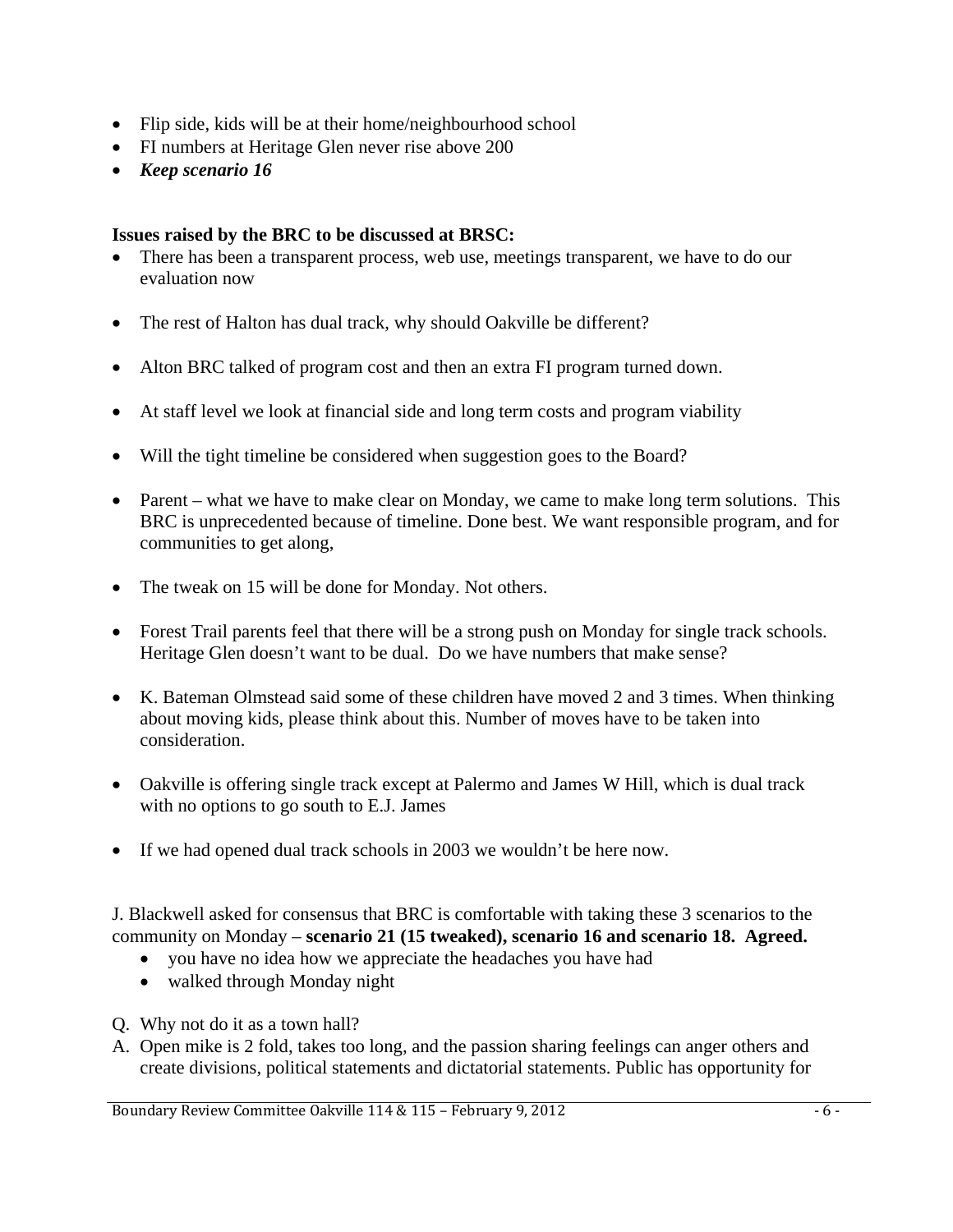- Flip side, kids will be at their home/neighbourhood school
- FI numbers at Heritage Glen never rise above 200
- ***Keep scenario 16***

**Issues raised by the BRC to be discussed at BRSC:**

- There has been a transparent process, web use, meetings transparent, we have to do our evaluation now
- The rest of Halton has dual track, why should Oakville be different?
- Alton BRC talked of program cost and then an extra FI program turned down.
- At staff level we look at financial side and long term costs and program viability
- Will the tight timeline be considered when suggestion goes to the Board?
- Parent – what we have to make clear on Monday, we came to make long term solutions. This BRC is unprecedented because of timeline. Done best. We want responsible program, and for communities to get along,
- The tweak on 15 will be done for Monday. Not others.
- Forest Trail parents feel that there will be a strong push on Monday for single track schools. Heritage Glen doesn't want to be dual. Do we have numbers that make sense?
- K. Bateman Olmstead said some of these children have moved 2 and 3 times. When thinking about moving kids, please think about this. Number of moves have to be taken into consideration.
- Oakville is offering single track except at Palermo and James W Hill, which is dual track with no options to go south to E.J. James
- If we had opened dual track schools in 2003 we wouldn't be here now.

J. Blackwell asked for consensus that BRC is comfortable with taking these 3 scenarios to the community on Monday – **scenario 21 (15 tweaked), scenario 16 and scenario 18. Agreed.**

- you have no idea how we appreciate the headaches you have had
- walked through Monday night

Q. Why not do it as a town hall?

A. Open mike is 2 fold, takes too long, and the passion sharing feelings can anger others and create divisions, political statements and dictatorial statements. Public has opportunity for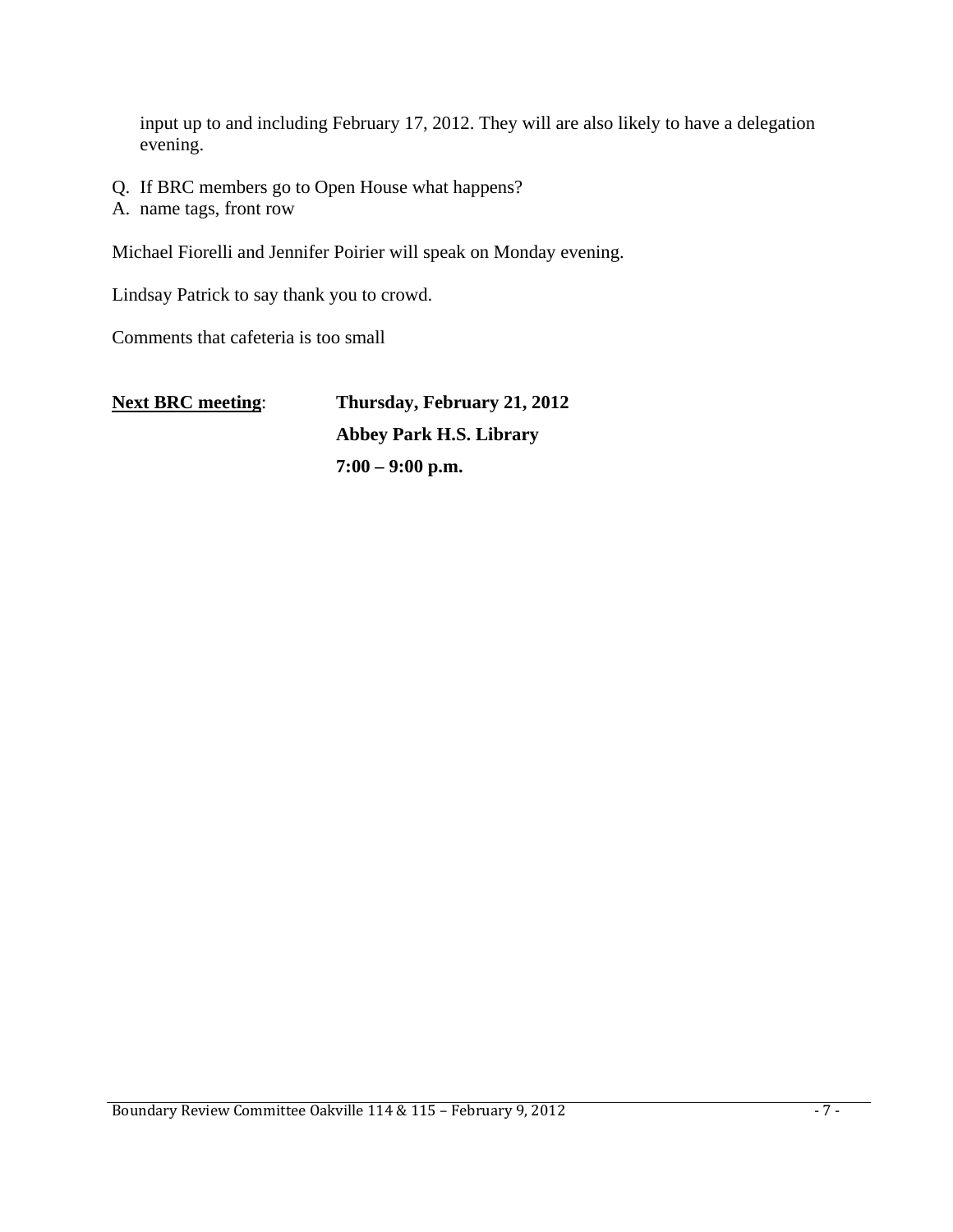input up to and including February 17, 2012. They will are also likely to have a delegation evening.

Q. If BRC members go to Open House what happens?
A. name tags, front row

Michael Fiorelli and Jennifer Poirier will speak on Monday evening.

Lindsay Patrick to say thank you to crowd.

Comments that cafeteria is too small

**<u>Next BRC meeting</u>**: **Thursday, February 21, 2012**
**Abbey Park H.S. Library**
**7:00 – 9:00 p.m.**